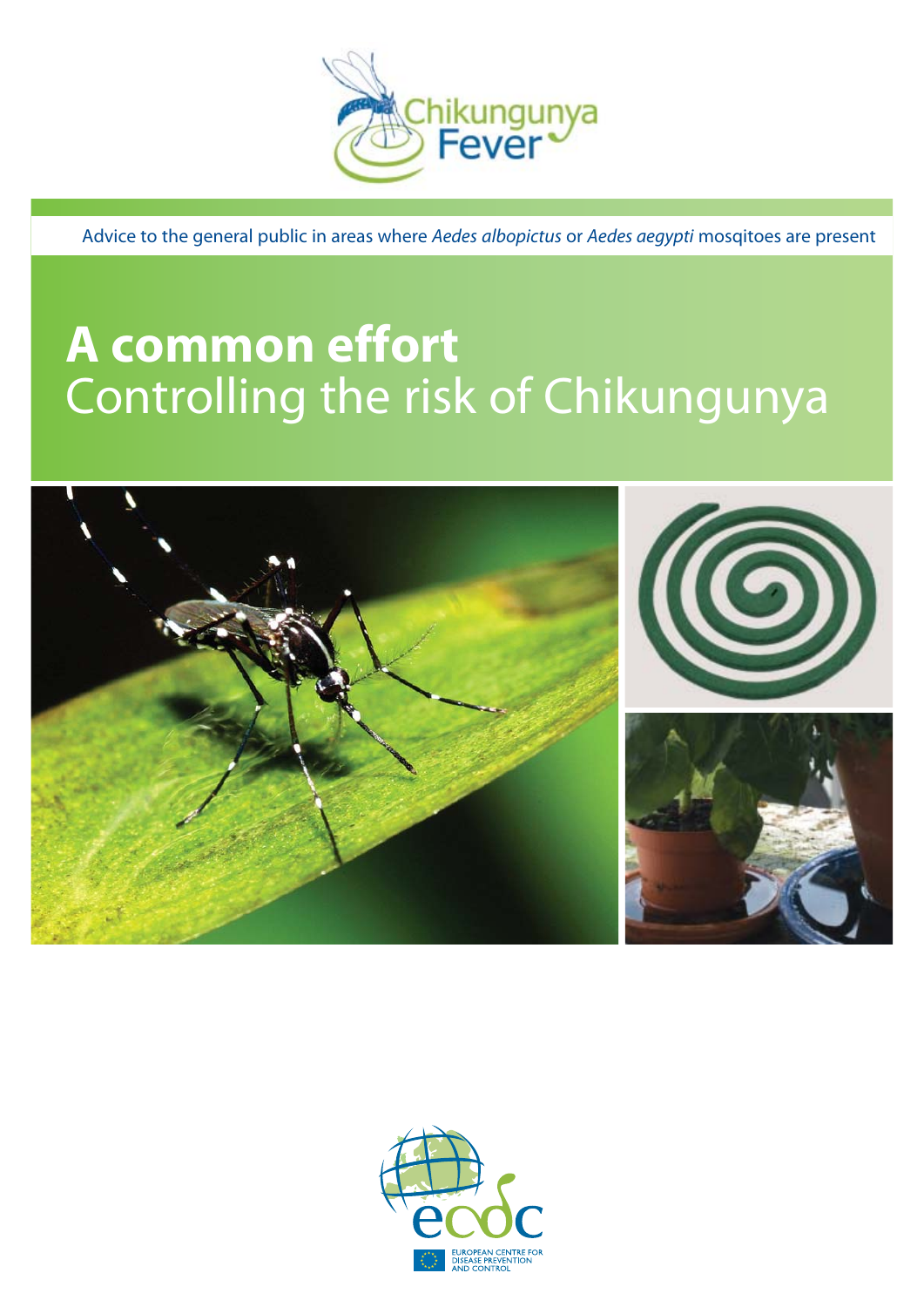Chikungunya Fever

Advice to the general public in areas where *Aedes albopictus* or *Aedes aegypti* mosqitoes are present

# **A common effort**
# Controlling the risk of Chikungunya

ecdc

EUROPEAN CENTRE FOR DISEASE PREVENTION AND CONTROL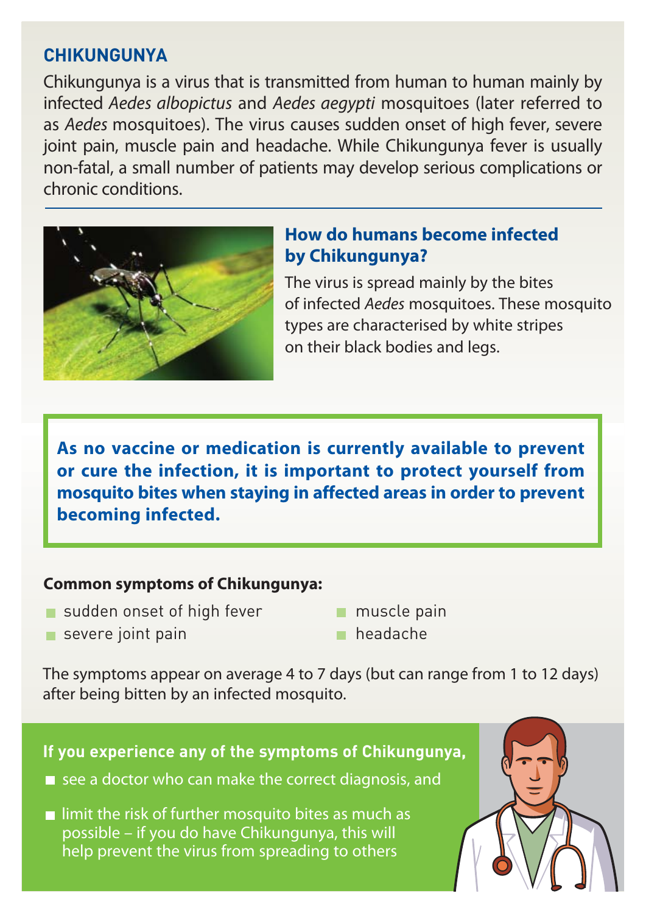## CHIKUNGUNYA

Chikungunya is a virus that is transmitted from human to human mainly by infected *Aedes albopictus* and *Aedes aegypti* mosquitoes (later referred to as *Aedes* mosquitoes). The virus causes sudden onset of high fever, severe joint pain, muscle pain and headache. While Chikungunya fever is usually non-fatal, a small number of patients may develop serious complications or chronic conditions.

### How do humans become infected by Chikungunya?

The virus is spread mainly by the bites of infected *Aedes* mosquitoes. These mosquito types are characterised by white stripes on their black bodies and legs.

**As no vaccine or medication is currently available to prevent or cure the infection, it is important to protect yourself from mosquito bites when staying in affected areas in order to prevent becoming infected.**

**Common symptoms of Chikungunya:**

- sudden onset of high fever
- severe joint pain
- muscle pain
- headache

The symptoms appear on average 4 to 7 days (but can range from 1 to 12 days) after being bitten by an infected mosquito.

**If you experience any of the symptoms of Chikungunya,**

- see a doctor who can make the correct diagnosis, and
- limit the risk of further mosquito bites as much as possible – if you do have Chikungunya, this will help prevent the virus from spreading to others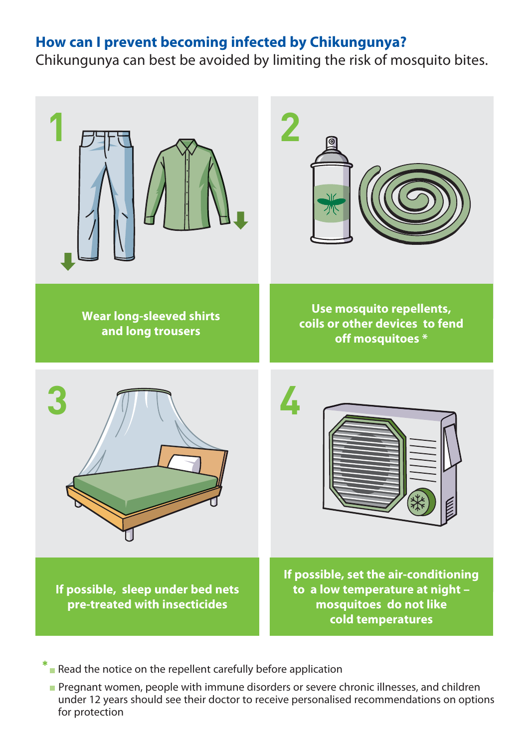## How can I prevent becoming infected by Chikungunya?

Chikungunya can best be avoided by limiting the risk of mosquito bites.

**1**

**Wear long-sleeved shirts and long trousers**

**2**

**Use mosquito repellents, coils or other devices to fend off mosquitoes ***

**3**

**If possible, sleep under bed nets pre-treated with insecticides**

**4**

**If possible, set the air-conditioning to a low temperature at night – mosquitoes do not like cold temperatures**

* 
- Read the notice on the repellent carefully before application
- Pregnant women, people with immune disorders or severe chronic illnesses, and children under 12 years should see their doctor to receive personalised recommendations on options for protection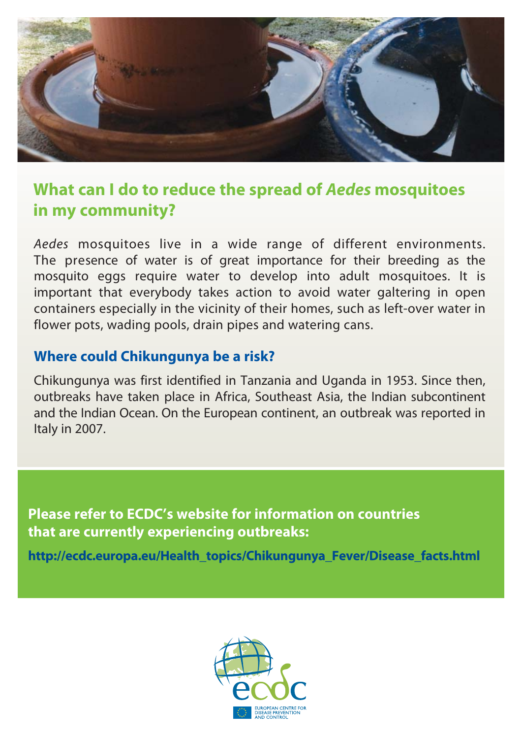## What can I do to reduce the spread of *Aedes* mosquitoes in my community?

*Aedes* mosquitoes live in a wide range of different environments. The presence of water is of great importance for their breeding as the mosquito eggs require water to develop into adult mosquitoes. It is important that everybody takes action to avoid water galtering in open containers especially in the vicinity of their homes, such as left-over water in flower pots, wading pools, drain pipes and watering cans.

### Where could Chikungunya be a risk?

Chikungunya was first identified in Tanzania and Uganda in 1953. Since then, outbreaks have taken place in Africa, Southeast Asia, the Indian subcontinent and the Indian Ocean. On the European continent, an outbreak was reported in Italy in 2007.

**Please refer to ECDC's website for information on countries that are currently experiencing outbreaks:**

**http://ecdc.europa.eu/Health_topics/Chikungunya_Fever/Disease_facts.html**

ecdc

EUROPEAN CENTRE FOR DISEASE PREVENTION AND CONTROL